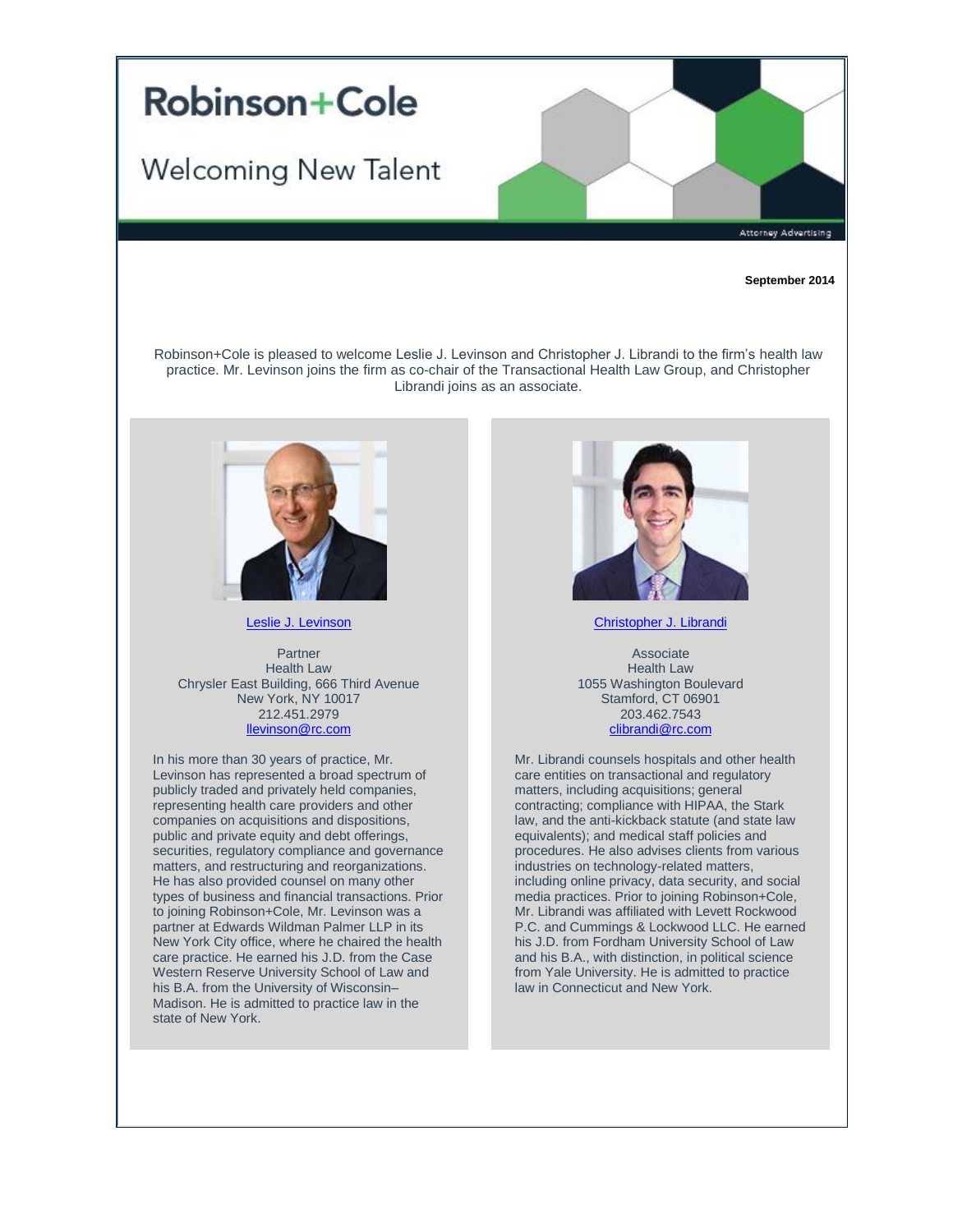# Robinson+Cole

## Welcoming New Talent

Attorney Advertising

**September 2014**

Robinson+Cole is pleased to welcome Leslie J. Levinson and Christopher J. Librandi to the firm's health law practice. Mr. Levinson joins the firm as co-chair of the Transactional Health Law Group, and Christopher Librandi joins as an associate.

Leslie J. Levinson

Partner
Health Law
Chrysler East Building, 666 Third Avenue
New York, NY 10017
212.451.2979
llevinson@rc.com

In his more than 30 years of practice, Mr. Levinson has represented a broad spectrum of publicly traded and privately held companies, representing health care providers and other companies on acquisitions and dispositions, public and private equity and debt offerings, securities, regulatory compliance and governance matters, and restructuring and reorganizations. He has also provided counsel on many other types of business and financial transactions. Prior to joining Robinson+Cole, Mr. Levinson was a partner at Edwards Wildman Palmer LLP in its New York City office, where he chaired the health care practice. He earned his J.D. from the Case Western Reserve University School of Law and his B.A. from the University of Wisconsin–Madison. He is admitted to practice law in the state of New York.

Christopher J. Librandi

Associate
Health Law
1055 Washington Boulevard
Stamford, CT 06901
203.462.7543
clibrandi@rc.com

Mr. Librandi counsels hospitals and other health care entities on transactional and regulatory matters, including acquisitions; general contracting; compliance with HIPAA, the Stark law, and the anti-kickback statute (and state law equivalents); and medical staff policies and procedures. He also advises clients from various industries on technology-related matters, including online privacy, data security, and social media practices. Prior to joining Robinson+Cole, Mr. Librandi was affiliated with Levett Rockwood P.C. and Cummings & Lockwood LLC. He earned his J.D. from Fordham University School of Law and his B.A., with distinction, in political science from Yale University. He is admitted to practice law in Connecticut and New York.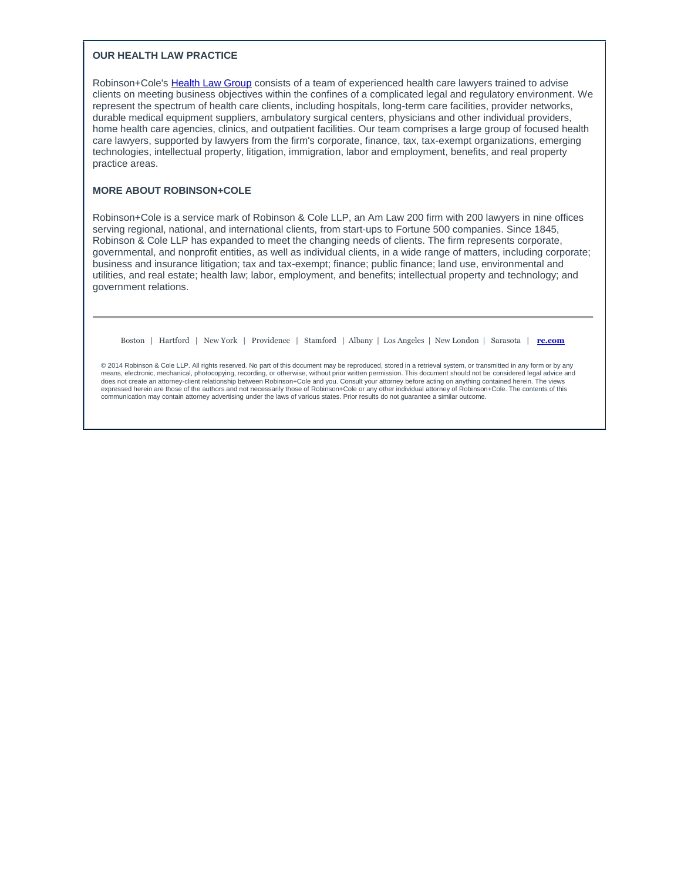## OUR HEALTH LAW PRACTICE

Robinson+Cole's Health Law Group consists of a team of experienced health care lawyers trained to advise clients on meeting business objectives within the confines of a complicated legal and regulatory environment. We represent the spectrum of health care clients, including hospitals, long-term care facilities, provider networks, durable medical equipment suppliers, ambulatory surgical centers, physicians and other individual providers, home health care agencies, clinics, and outpatient facilities. Our team comprises a large group of focused health care lawyers, supported by lawyers from the firm's corporate, finance, tax, tax-exempt organizations, emerging technologies, intellectual property, litigation, immigration, labor and employment, benefits, and real property practice areas.

## MORE ABOUT ROBINSON+COLE

Robinson+Cole is a service mark of Robinson & Cole LLP, an Am Law 200 firm with 200 lawyers in nine offices serving regional, national, and international clients, from start-ups to Fortune 500 companies. Since 1845, Robinson & Cole LLP has expanded to meet the changing needs of clients. The firm represents corporate, governmental, and nonprofit entities, as well as individual clients, in a wide range of matters, including corporate; business and insurance litigation; tax and tax-exempt; finance; public finance; land use, environmental and utilities, and real estate; health law; labor, employment, and benefits; intellectual property and technology; and government relations.

---

Boston | Hartford | New York | Providence | Stamford | Albany | Los Angeles | New London | Sarasota | **rc.com**

© 2014 Robinson & Cole LLP. All rights reserved. No part of this document may be reproduced, stored in a retrieval system, or transmitted in any form or by any means, electronic, mechanical, photocopying, recording, or otherwise, without prior written permission. This document should not be considered legal advice and does not create an attorney-client relationship between Robinson+Cole and you. Consult your attorney before acting on anything contained herein. The views expressed herein are those of the authors and not necessarily those of Robinson+Cole or any other individual attorney of Robinson+Cole. The contents of this communication may contain attorney advertising under the laws of various states. Prior results do not guarantee a similar outcome.